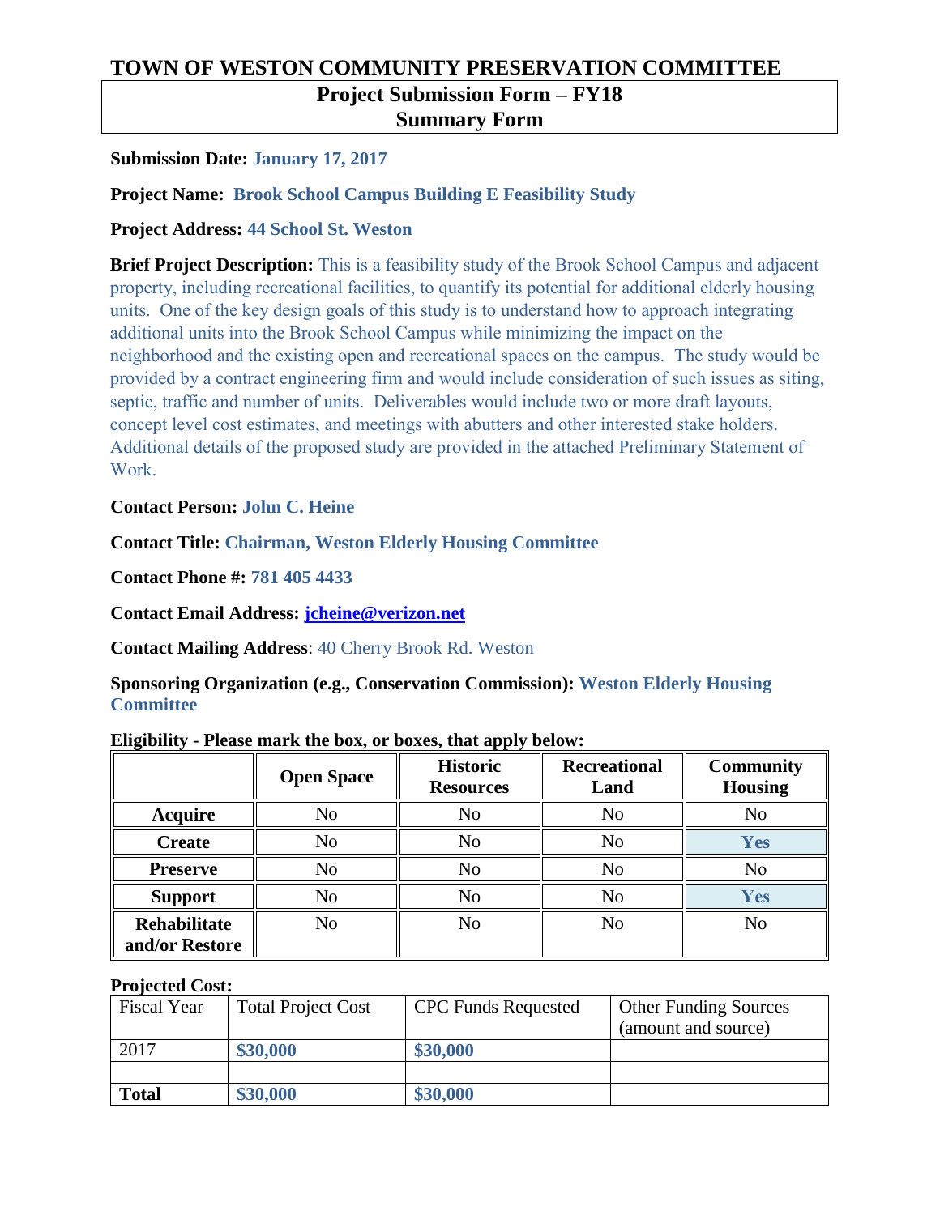# TOWN OF WESTON COMMUNITY PRESERVATION COMMITTEE

## Project Submission Form – FY18
## Summary Form

**Submission Date:** **January 17, 2017**

**Project Name:** **Brook School Campus Building E Feasibility Study**

**Project Address:** **44 School St. Weston**

**Brief Project Description:** This is a feasibility study of the Brook School Campus and adjacent property, including recreational facilities, to quantify its potential for additional elderly housing units. One of the key design goals of this study is to understand how to approach integrating additional units into the Brook School Campus while minimizing the impact on the neighborhood and the existing open and recreational spaces on the campus. The study would be provided by a contract engineering firm and would include consideration of such issues as siting, septic, traffic and number of units. Deliverables would include two or more draft layouts, concept level cost estimates, and meetings with abutters and other interested stake holders. Additional details of the proposed study are provided in the attached Preliminary Statement of Work.

**Contact Person:** **John C. Heine**

**Contact Title:** **Chairman, Weston Elderly Housing Committee**

**Contact Phone #:** **781 405 4433**

**Contact Email Address:** **jcheine@verizon.net**

**Contact Mailing Address**: 40 Cherry Brook Rd. Weston

**Sponsoring Organization (e.g., Conservation Commission):** **Weston Elderly Housing Committee**

**Eligibility - Please mark the box, or boxes, that apply below:**

| | Open Space | Historic Resources | Recreational Land | Community Housing |
|---|---|---|---|---|
| **Acquire** | No | No | No | No |
| **Create** | No | No | No | **Yes** |
| **Preserve** | No | No | No | No |
| **Support** | No | No | No | **Yes** |
| **Rehabilitate and/or Restore** | No | No | No | No |

**Projected Cost:**

| Fiscal Year | Total Project Cost | CPC Funds Requested | Other Funding Sources (amount and source) |
|---|---|---|---|
| 2017 | **$30,000** | **$30,000** | |
| | | | |
| **Total** | **$30,000** | **$30,000** | |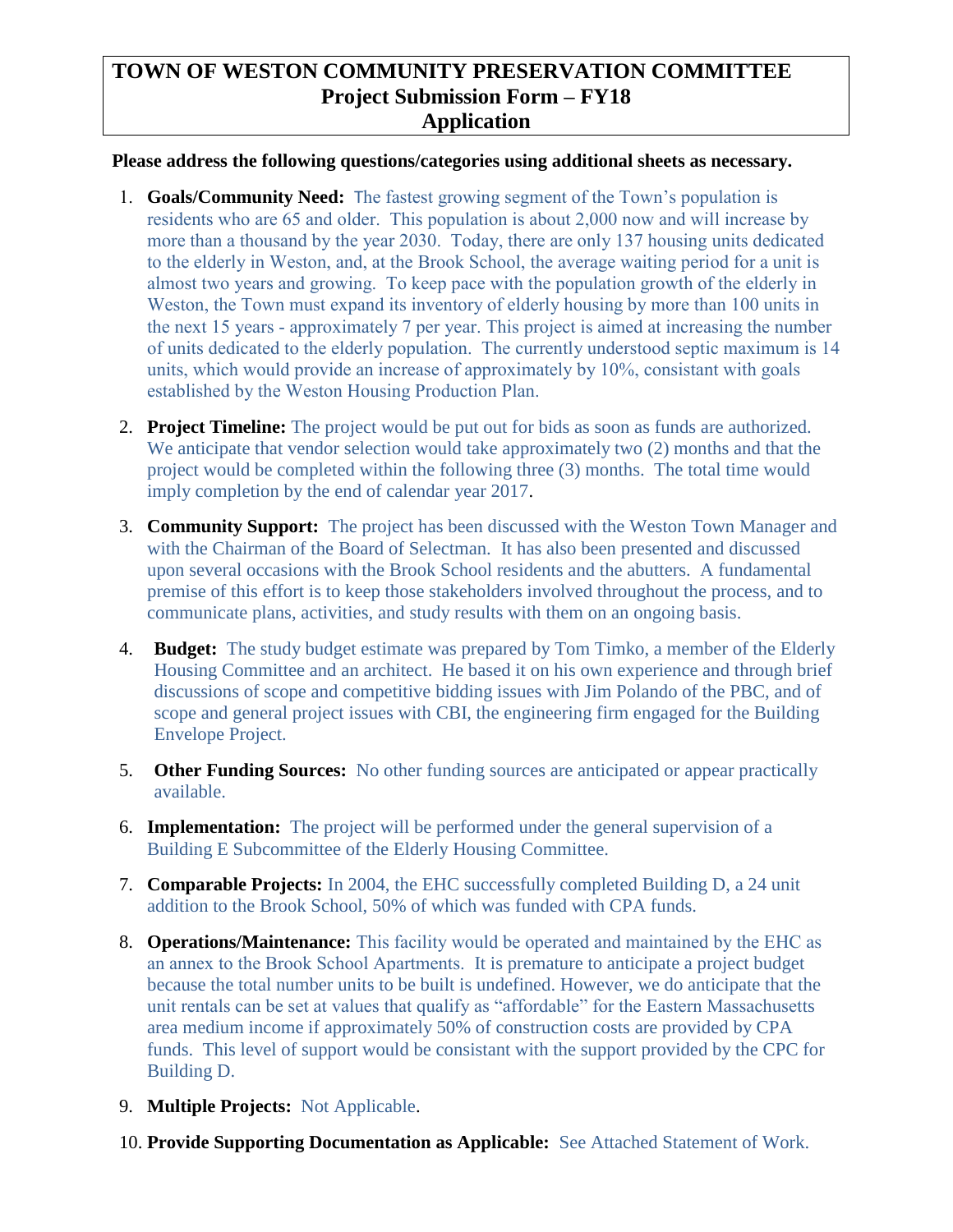# TOWN OF WESTON COMMUNITY PRESERVATION COMMITTEE
## Project Submission Form – FY18
## Application

**Please address the following questions/categories using additional sheets as necessary.**

1. **Goals/Community Need:** The fastest growing segment of the Town's population is residents who are 65 and older. This population is about 2,000 now and will increase by more than a thousand by the year 2030. Today, there are only 137 housing units dedicated to the elderly in Weston, and, at the Brook School, the average waiting period for a unit is almost two years and growing. To keep pace with the population growth of the elderly in Weston, the Town must expand its inventory of elderly housing by more than 100 units in the next 15 years - approximately 7 per year. This project is aimed at increasing the number of units dedicated to the elderly population. The currently understood septic maximum is 14 units, which would provide an increase of approximately by 10%, consistant with goals established by the Weston Housing Production Plan.

2. **Project Timeline:** The project would be put out for bids as soon as funds are authorized. We anticipate that vendor selection would take approximately two (2) months and that the project would be completed within the following three (3) months. The total time would imply completion by the end of calendar year 2017.

3. **Community Support:** The project has been discussed with the Weston Town Manager and with the Chairman of the Board of Selectman. It has also been presented and discussed upon several occasions with the Brook School residents and the abutters. A fundamental premise of this effort is to keep those stakeholders involved throughout the process, and to communicate plans, activities, and study results with them on an ongoing basis.

4. **Budget:** The study budget estimate was prepared by Tom Timko, a member of the Elderly Housing Committee and an architect. He based it on his own experience and through brief discussions of scope and competitive bidding issues with Jim Polando of the PBC, and of scope and general project issues with CBI, the engineering firm engaged for the Building Envelope Project.

5. **Other Funding Sources:** No other funding sources are anticipated or appear practically available.

6. **Implementation:** The project will be performed under the general supervision of a Building E Subcommittee of the Elderly Housing Committee.

7. **Comparable Projects:** In 2004, the EHC successfully completed Building D, a 24 unit addition to the Brook School, 50% of which was funded with CPA funds.

8. **Operations/Maintenance:** This facility would be operated and maintained by the EHC as an annex to the Brook School Apartments. It is premature to anticipate a project budget because the total number units to be built is undefined. However, we do anticipate that the unit rentals can be set at values that qualify as "affordable" for the Eastern Massachusetts area medium income if approximately 50% of construction costs are provided by CPA funds. This level of support would be consistant with the support provided by the CPC for Building D.

9. **Multiple Projects:** Not Applicable.

10. **Provide Supporting Documentation as Applicable:** See Attached Statement of Work.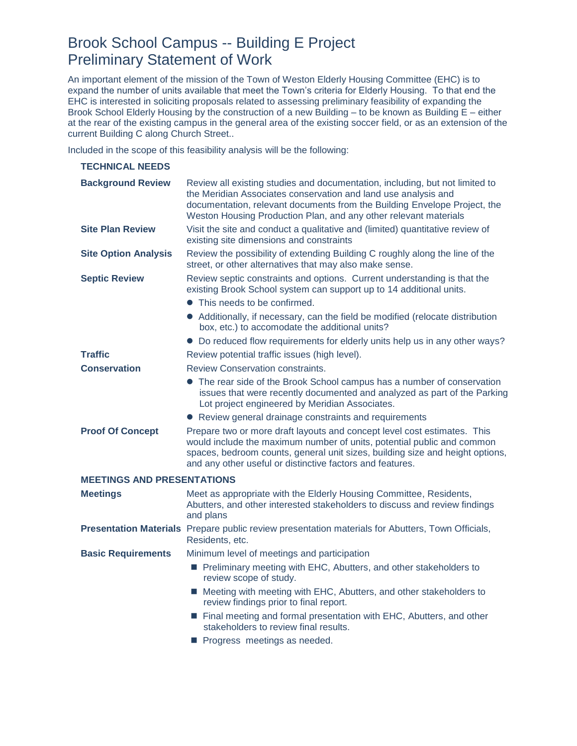# Brook School Campus -- Building E Project
# Preliminary Statement of Work

An important element of the mission of the Town of Weston Elderly Housing Committee (EHC) is to expand the number of units available that meet the Town's criteria for Elderly Housing. To that end the EHC is interested in soliciting proposals related to assessing preliminary feasibility of expanding the Brook School Elderly Housing by the construction of a new Building – to be known as Building E – either at the rear of the existing campus in the general area of the existing soccer field, or as an extension of the current Building C along Church Street..

Included in the scope of this feasibility analysis will be the following:

### TECHNICAL NEEDS

**Background Review** — Review all existing studies and documentation, including, but not limited to the Meridian Associates conservation and land use analysis and documentation, relevant documents from the Building Envelope Project, the Weston Housing Production Plan, and any other relevant materials

**Site Plan Review** — Visit the site and conduct a qualitative and (limited) quantitative review of existing site dimensions and constraints

**Site Option Analysis** — Review the possibility of extending Building C roughly along the line of the street, or other alternatives that may also make sense.

**Septic Review** — Review septic constraints and options. Current understanding is that the existing Brook School system can support up to 14 additional units.

- This needs to be confirmed.
- Additionally, if necessary, can the field be modified (relocate distribution box, etc.) to accomodate the additional units?
- Do reduced flow requirements for elderly units help us in any other ways?

**Traffic** — Review potential traffic issues (high level).

**Conservation** — Review Conservation constraints.

- The rear side of the Brook School campus has a number of conservation issues that were recently documented and analyzed as part of the Parking Lot project engineered by Meridian Associates.
- Review general drainage constraints and requirements

**Proof Of Concept** — Prepare two or more draft layouts and concept level cost estimates. This would include the maximum number of units, potential public and common spaces, bedroom counts, general unit sizes, building size and height options, and any other useful or distinctive factors and features.

### MEETINGS AND PRESENTATIONS

**Meetings** — Meet as appropriate with the Elderly Housing Committee, Residents, Abutters, and other interested stakeholders to discuss and review findings and plans

**Presentation Materials** — Prepare public review presentation materials for Abutters, Town Officials, Residents, etc.

**Basic Requirements** — Minimum level of meetings and participation

- Preliminary meeting with EHC, Abutters, and other stakeholders to review scope of study.
- Meeting with meeting with EHC, Abutters, and other stakeholders to review findings prior to final report.
- Final meeting and formal presentation with EHC, Abutters, and other stakeholders to review final results.
- Progress meetings as needed.